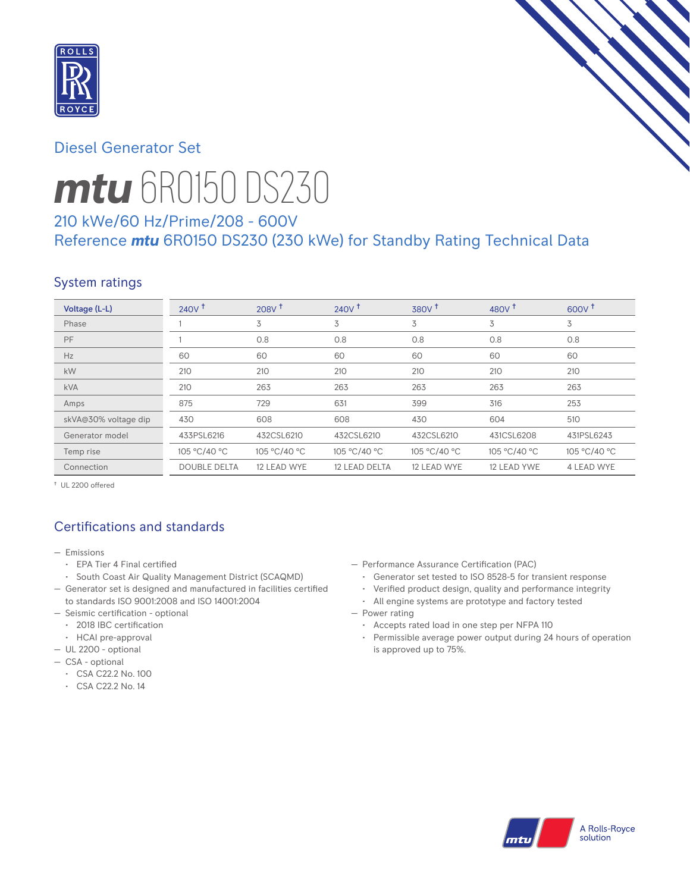# Diesel Generator Set

# *mtu* 6R0150 DS230

## 210 kWe/60 Hz/Prime/208 - 600V
## Reference *mtu* 6R0150 DS230 (230 kWe) for Standby Rating Technical Data

## System ratings

| Voltage (L-L) | 240V † | 208V † | 240V † | 380V † | 480V † | 600V † |
|---|---|---|---|---|---|---|
| Phase | 1 | 3 | 3 | 3 | 3 | 3 |
| PF | 1 | 0.8 | 0.8 | 0.8 | 0.8 | 0.8 |
| Hz | 60 | 60 | 60 | 60 | 60 | 60 |
| kW | 210 | 210 | 210 | 210 | 210 | 210 |
| kVA | 210 | 263 | 263 | 263 | 263 | 263 |
| Amps | 875 | 729 | 631 | 399 | 316 | 253 |
| skVA@30% voltage dip | 430 | 608 | 608 | 430 | 604 | 510 |
| Generator model | 433PSL6216 | 432CSL6210 | 432CSL6210 | 432CSL6210 | 431CSL6208 | 431PSL6243 |
| Temp rise | 105 °C/40 °C | 105 °C/40 °C | 105 °C/40 °C | 105 °C/40 °C | 105 °C/40 °C | 105 °C/40 °C |
| Connection | DOUBLE DELTA | 12 LEAD WYE | 12 LEAD DELTA | 12 LEAD WYE | 12 LEAD YWE | 4 LEAD WYE |

† UL 2200 offered

## Certifications and standards

- Emissions
  - EPA Tier 4 Final certified
  - South Coast Air Quality Management District (SCAQMD)
- Generator set is designed and manufactured in facilities certified to standards ISO 9001:2008 and ISO 14001:2004
- Seismic certification - optional
  - 2018 IBC certification
  - HCAI pre-approval
- UL 2200 - optional
- CSA - optional
  - CSA C22.2 No. 100
  - CSA C22.2 No. 14
- Performance Assurance Certification (PAC)
  - Generator set tested to ISO 8528-5 for transient response
  - Verified product design, quality and performance integrity
  - All engine systems are prototype and factory tested
- Power rating
  - Accepts rated load in one step per NFPA 110
  - Permissible average power output during 24 hours of operation is approved up to 75%.

A Rolls-Royce solution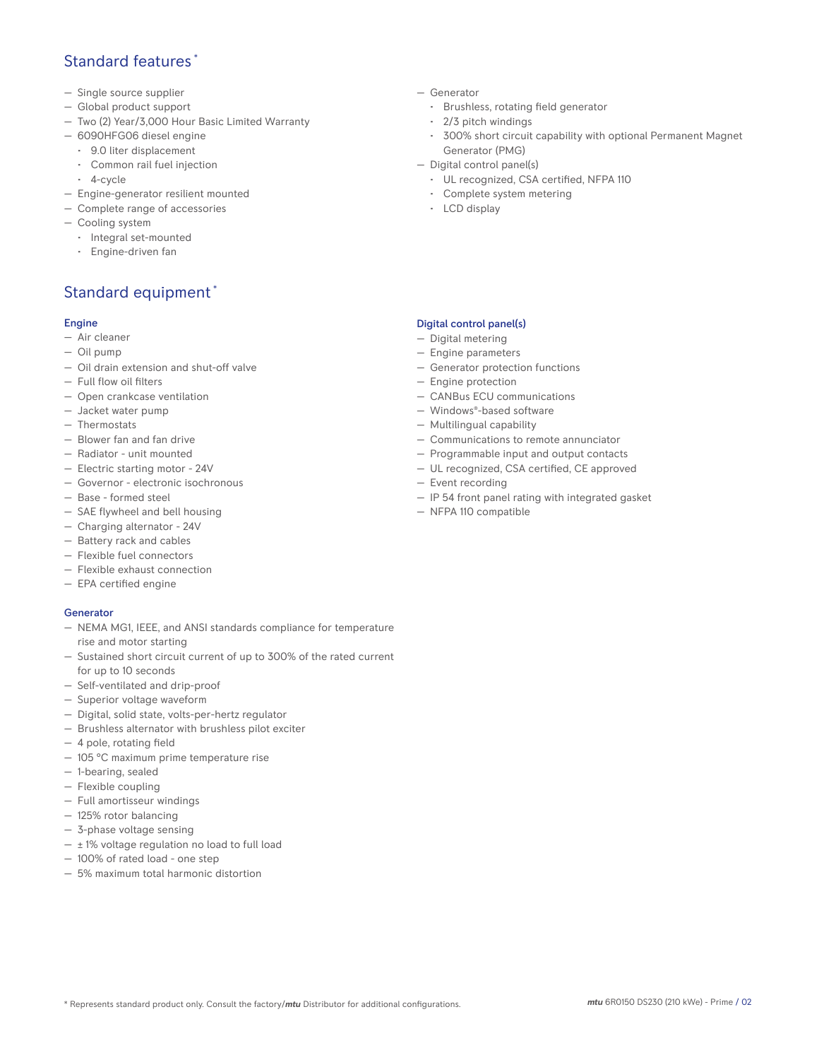## Standard features *

- Single source supplier
- Global product support
- Two (2) Year/3,000 Hour Basic Limited Warranty
- 6090HFG06 diesel engine
  - 9.0 liter displacement
  - Common rail fuel injection
  - 4-cycle
- Engine-generator resilient mounted
- Complete range of accessories
- Cooling system
  - Integral set-mounted
  - Engine-driven fan
- Generator
  - Brushless, rotating field generator
  - 2/3 pitch windings
  - 300% short circuit capability with optional Permanent Magnet Generator (PMG)
- Digital control panel(s)
  - UL recognized, CSA certified, NFPA 110
  - Complete system metering
  - LCD display

## Standard equipment *

### Engine

- Air cleaner
- Oil pump
- Oil drain extension and shut-off valve
- Full flow oil filters
- Open crankcase ventilation
- Jacket water pump
- Thermostats
- Blower fan and fan drive
- Radiator - unit mounted
- Electric starting motor - 24V
- Governor - electronic isochronous
- Base - formed steel
- SAE flywheel and bell housing
- Charging alternator - 24V
- Battery rack and cables
- Flexible fuel connectors
- Flexible exhaust connection
- EPA certified engine

### Generator

- NEMA MG1, IEEE, and ANSI standards compliance for temperature rise and motor starting
- Sustained short circuit current of up to 300% of the rated current for up to 10 seconds
- Self-ventilated and drip-proof
- Superior voltage waveform
- Digital, solid state, volts-per-hertz regulator
- Brushless alternator with brushless pilot exciter
- 4 pole, rotating field
- 105 °C maximum prime temperature rise
- 1-bearing, sealed
- Flexible coupling
- Full amortisseur windings
- 125% rotor balancing
- 3-phase voltage sensing
- ± 1% voltage regulation no load to full load
- 100% of rated load - one step
- 5% maximum total harmonic distortion

### Digital control panel(s)

- Digital metering
- Engine parameters
- Generator protection functions
- Engine protection
- CANBus ECU communications
- Windows®-based software
- Multilingual capability
- Communications to remote annunciator
- Programmable input and output contacts
- UL recognized, CSA certified, CE approved
- Event recording
- IP 54 front panel rating with integrated gasket
- NFPA 110 compatible

* Represents standard product only. Consult the factory/***mtu*** Distributor for additional configurations.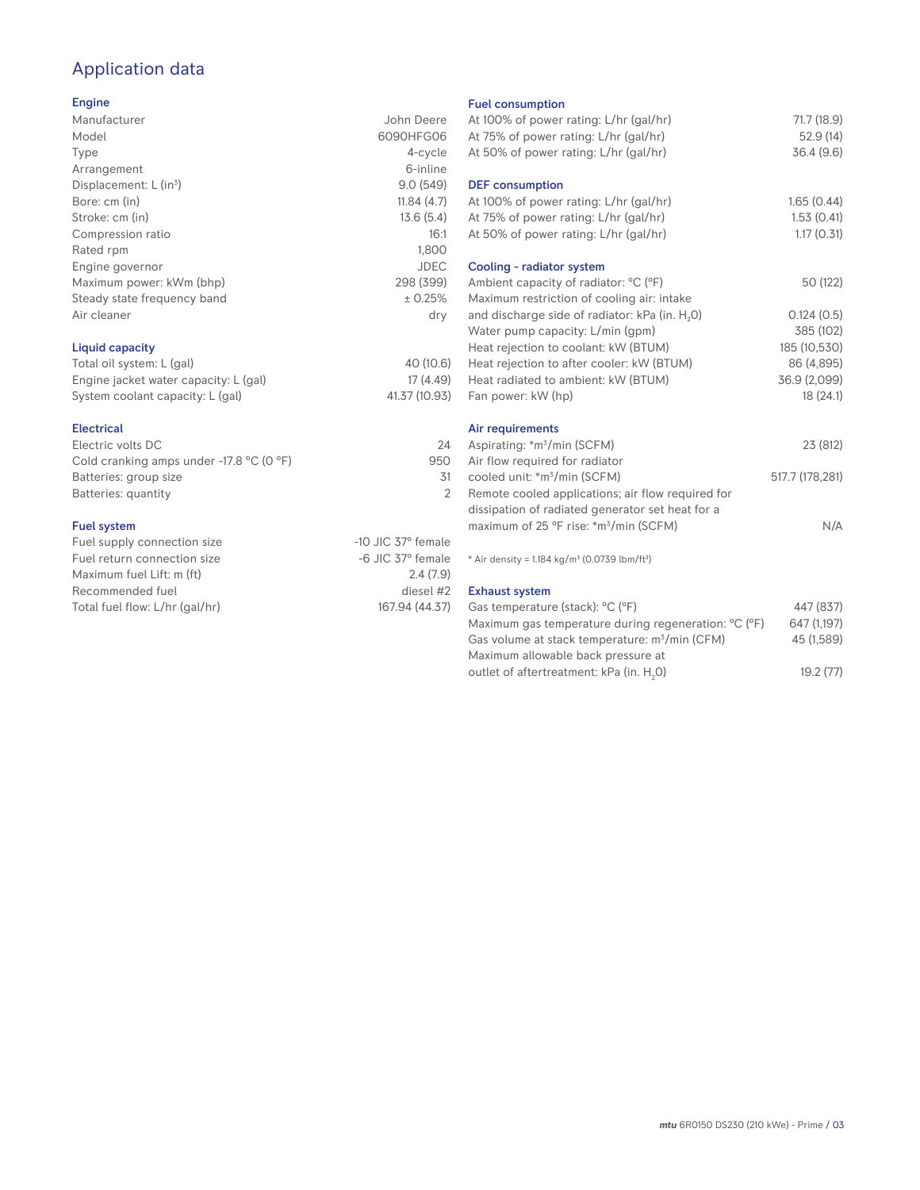# Application data

## Engine

| | |
|---|---|
| Manufacturer | John Deere |
| Model | 6090HFG06 |
| Type | 4-cycle |
| Arrangement | 6-inline |
| Displacement: L ($in^3$) | 9.0 (549) |
| Bore: cm (in) | 11.84 (4.7) |
| Stroke: cm (in) | 13.6 (5.4) |
| Compression ratio | 16:1 |
| Rated rpm | 1,800 |
| Engine governor | JDEC |
| Maximum power: kWm (bhp) | 298 (399) |
| Steady state frequency band | ± 0.25% |
| Air cleaner | dry |

## Liquid capacity

| | |
|---|---|
| Total oil system: L (gal) | 40 (10.6) |
| Engine jacket water capacity: L (gal) | 17 (4.49) |
| System coolant capacity: L (gal) | 41.37 (10.93) |

## Electrical

| | |
|---|---|
| Electric volts DC | 24 |
| Cold cranking amps under -17.8 °C (0 °F) | 950 |
| Batteries: group size | 31 |
| Batteries: quantity | 2 |

## Fuel system

| | |
|---|---|
| Fuel supply connection size | -10 JIC 37° female |
| Fuel return connection size | -6 JIC 37° female |
| Maximum fuel Lift: m (ft) | 2.4 (7.9) |
| Recommended fuel | diesel #2 |
| Total fuel flow: L/hr (gal/hr) | 167.94 (44.37) |

## Fuel consumption

| | |
|---|---|
| At 100% of power rating: L/hr (gal/hr) | 71.7 (18.9) |
| At 75% of power rating: L/hr (gal/hr) | 52.9 (14) |
| At 50% of power rating: L/hr (gal/hr) | 36.4 (9.6) |

## DEF consumption

| | |
|---|---|
| At 100% of power rating: L/hr (gal/hr) | 1.65 (0.44) |
| At 75% of power rating: L/hr (gal/hr) | 1.53 (0.41) |
| At 50% of power rating: L/hr (gal/hr) | 1.17 (0.31) |

## Cooling - radiator system

| | |
|---|---|
| Ambient capacity of radiator: °C (°F) | 50 (122) |
| Maximum restriction of cooling air: intake and discharge side of radiator: kPa (in. $H_2O$) | 0.124 (0.5) |
| Water pump capacity: L/min (gpm) | 385 (102) |
| Heat rejection to coolant: kW (BTUM) | 185 (10,530) |
| Heat rejection to after cooler: kW (BTUM) | 86 (4,895) |
| Heat radiated to ambient: kW (BTUM) | 36.9 (2,099) |
| Fan power: kW (hp) | 18 (24.1) |

## Air requirements

| | |
|---|---|
| Aspirating: *$m^3$/min (SCFM) | 23 (812) |
| Air flow required for radiator cooled unit: *$m^3$/min (SCFM) | 517.7 (178,281) |
| Remote cooled applications; air flow required for dissipation of radiated generator set heat for a maximum of 25 °F rise: *$m^3$/min (SCFM) | N/A |

* Air density = 1.184 kg/$m^3$ (0.0739 lbm/$ft^3$)

## Exhaust system

| | |
|---|---|
| Gas temperature (stack): °C (°F) | 447 (837) |
| Maximum gas temperature during regeneration: °C (°F) | 647 (1,197) |
| Gas volume at stack temperature: $m^3$/min (CFM) | 45 (1,589) |
| Maximum allowable back pressure at outlet of aftertreatment: kPa (in. $H_2O$) | 19.2 (77) |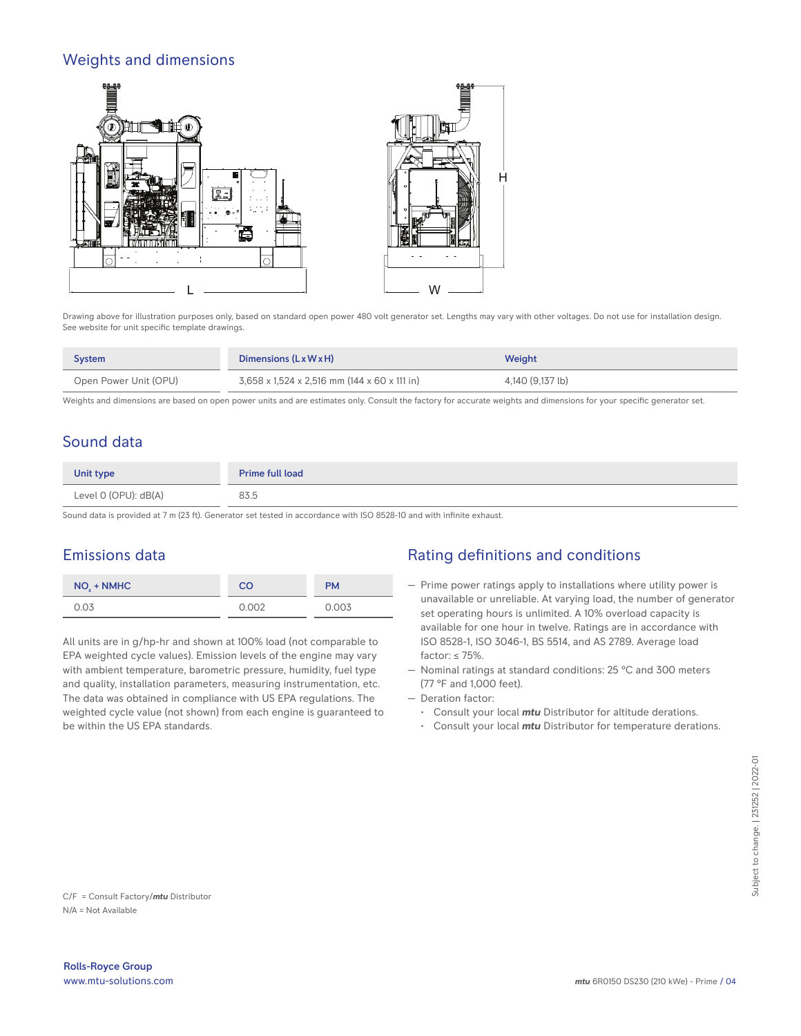## Weights and dimensions

L

W

H

Drawing above for illustration purposes only, based on standard open power 480 volt generator set. Lengths may vary with other voltages. Do not use for installation design. See website for unit specific template drawings.

| System | Dimensions (L x W x H) | Weight |
|---|---|---|
| Open Power Unit (OPU) | 3,658 x 1,524 x 2,516 mm (144 x 60 x 111 in) | 4,140 (9,137 lb) |

Weights and dimensions are based on open power units and are estimates only. Consult the factory for accurate weights and dimensions for your specific generator set.

## Sound data

| Unit type | Prime full load |
|---|---|
| Level 0 (OPU): dB(A) | 83.5 |

Sound data is provided at 7 m (23 ft). Generator set tested in accordance with ISO 8528-10 and with infinite exhaust.

## Emissions data

| $NO_x$ + NMHC | CO | PM |
|---|---|---|
| 0.03 | 0.002 | 0.003 |

All units are in g/hp-hr and shown at 100% load (not comparable to EPA weighted cycle values). Emission levels of the engine may vary with ambient temperature, barometric pressure, humidity, fuel type and quality, installation parameters, measuring instrumentation, etc. The data was obtained in compliance with US EPA regulations. The weighted cycle value (not shown) from each engine is guaranteed to be within the US EPA standards.

## Rating definitions and conditions

- Prime power ratings apply to installations where utility power is unavailable or unreliable. At varying load, the number of generator set operating hours is unlimited. A 10% overload capacity is available for one hour in twelve. Ratings are in accordance with ISO 8528-1, ISO 3046-1, BS 5514, and AS 2789. Average load factor: ≤ 75%.
- Nominal ratings at standard conditions: 25 °C and 300 meters (77 °F and 1,000 feet).
- Deration factor:
  - Consult your local ***mtu*** Distributor for altitude derations.
  - Consult your local ***mtu*** Distributor for temperature derations.

C/F = Consult Factory/***mtu*** Distributor
N/A = Not Available

Subject to change. | 231252 | 2022-01

Rolls-Royce Group
www.mtu-solutions.com